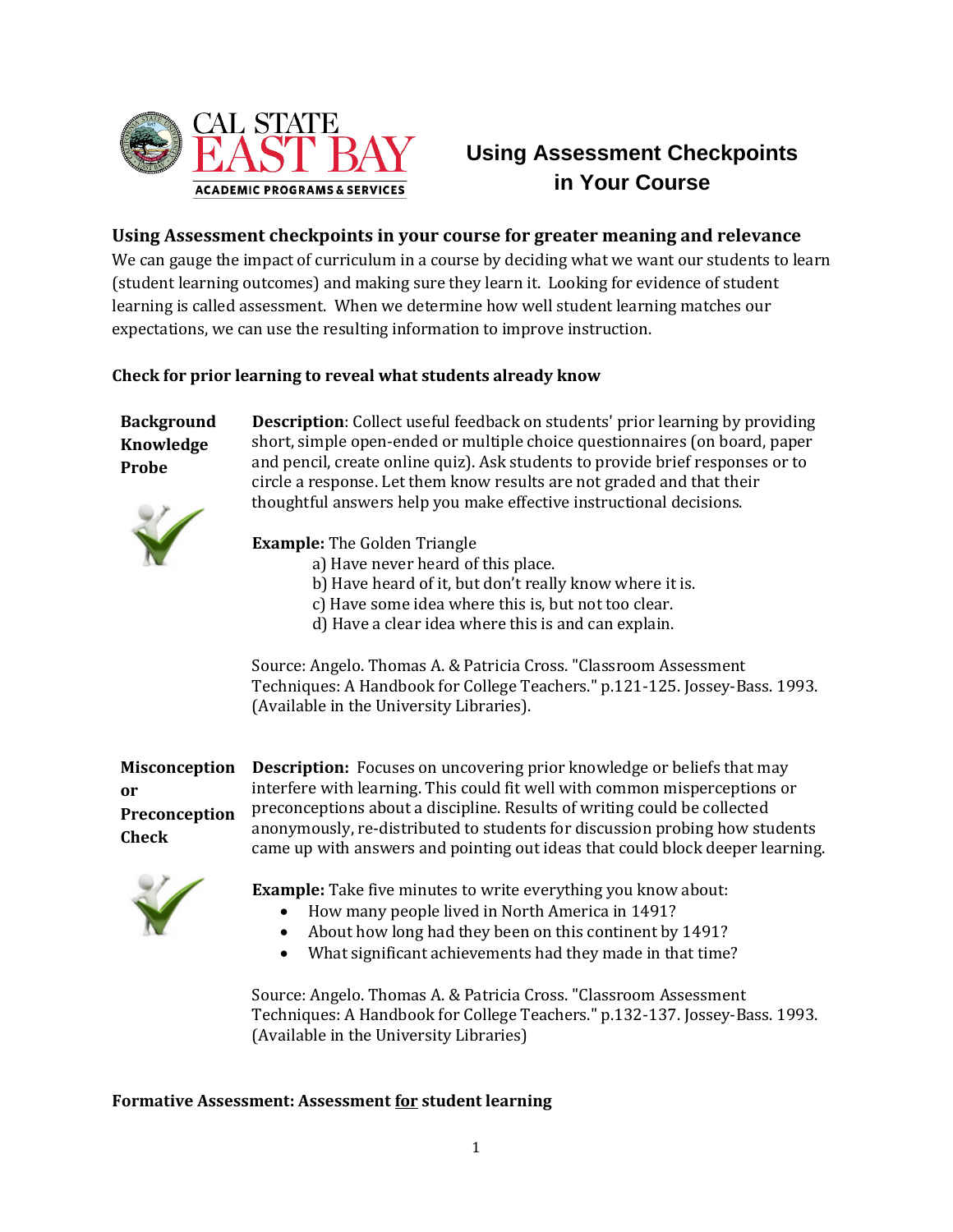# Using Assessment Checkpoints in Your Course

## Using Assessment checkpoints in your course for greater meaning and relevance

We can gauge the impact of curriculum in a course by deciding what we want our students to learn (student learning outcomes) and making sure they learn it. Looking for evidence of student learning is called assessment. When we determine how well student learning matches our expectations, we can use the resulting information to improve instruction.

### Check for prior learning to reveal what students already know

**Background Knowledge Probe**

**Description**: Collect useful feedback on students' prior learning by providing short, simple open-ended or multiple choice questionnaires (on board, paper and pencil, create online quiz). Ask students to provide brief responses or to circle a response. Let them know results are not graded and that their thoughtful answers help you make effective instructional decisions.

**Example:** The Golden Triangle

a) Have never heard of this place.
b) Have heard of it, but don't really know where it is.
c) Have some idea where this is, but not too clear.
d) Have a clear idea where this is and can explain.

Source: Angelo. Thomas A. & Patricia Cross. "Classroom Assessment Techniques: A Handbook for College Teachers." p.121-125. Jossey-Bass. 1993. (Available in the University Libraries).

**Misconception or Preconception Check**

**Description:** Focuses on uncovering prior knowledge or beliefs that may interfere with learning. This could fit well with common misperceptions or preconceptions about a discipline. Results of writing could be collected anonymously, re-distributed to students for discussion probing how students came up with answers and pointing out ideas that could block deeper learning.

**Example:** Take five minutes to write everything you know about:

- How many people lived in North America in 1491?
- About how long had they been on this continent by 1491?
- What significant achievements had they made in that time?

Source: Angelo. Thomas A. & Patricia Cross. "Classroom Assessment Techniques: A Handbook for College Teachers." p.132-137. Jossey-Bass. 1993. (Available in the University Libraries)

### Formative Assessment: Assessment for student learning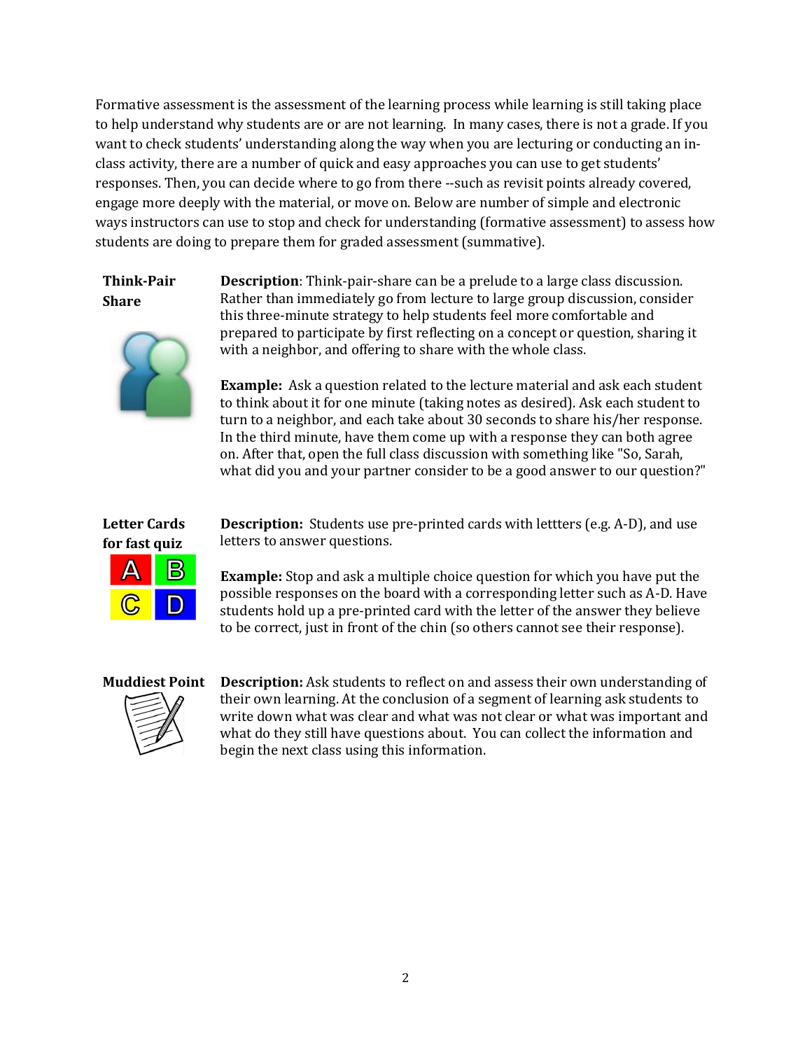Formative assessment is the assessment of the learning process while learning is still taking place to help understand why students are or are not learning. In many cases, there is not a grade. If you want to check students' understanding along the way when you are lecturing or conducting an in-class activity, there are a number of quick and easy approaches you can use to get students' responses. Then, you can decide where to go from there --such as revisit points already covered, engage more deeply with the material, or move on. Below are number of simple and electronic ways instructors can use to stop and check for understanding (formative assessment) to assess how students are doing to prepare them for graded assessment (summative).

**Think-Pair Share**

**Description**: Think-pair-share can be a prelude to a large class discussion. Rather than immediately go from lecture to large group discussion, consider this three-minute strategy to help students feel more comfortable and prepared to participate by first reflecting on a concept or question, sharing it with a neighbor, and offering to share with the whole class.

**Example:** Ask a question related to the lecture material and ask each student to think about it for one minute (taking notes as desired). Ask each student to turn to a neighbor, and each take about 30 seconds to share his/her response. In the third minute, have them come up with a response they can both agree on. After that, open the full class discussion with something like "So, Sarah, what did you and your partner consider to be a good answer to our question?"

**Letter Cards for fast quiz**

**Description:** Students use pre-printed cards with lettters (e.g. A-D), and use letters to answer questions.

**Example:** Stop and ask a multiple choice question for which you have put the possible responses on the board with a corresponding letter such as A-D. Have students hold up a pre-printed card with the letter of the answer they believe to be correct, just in front of the chin (so others cannot see their response).

**Muddiest Point**

**Description:** Ask students to reflect on and assess their own understanding of their own learning. At the conclusion of a segment of learning ask students to write down what was clear and what was not clear or what was important and what do they still have questions about. You can collect the information and begin the next class using this information.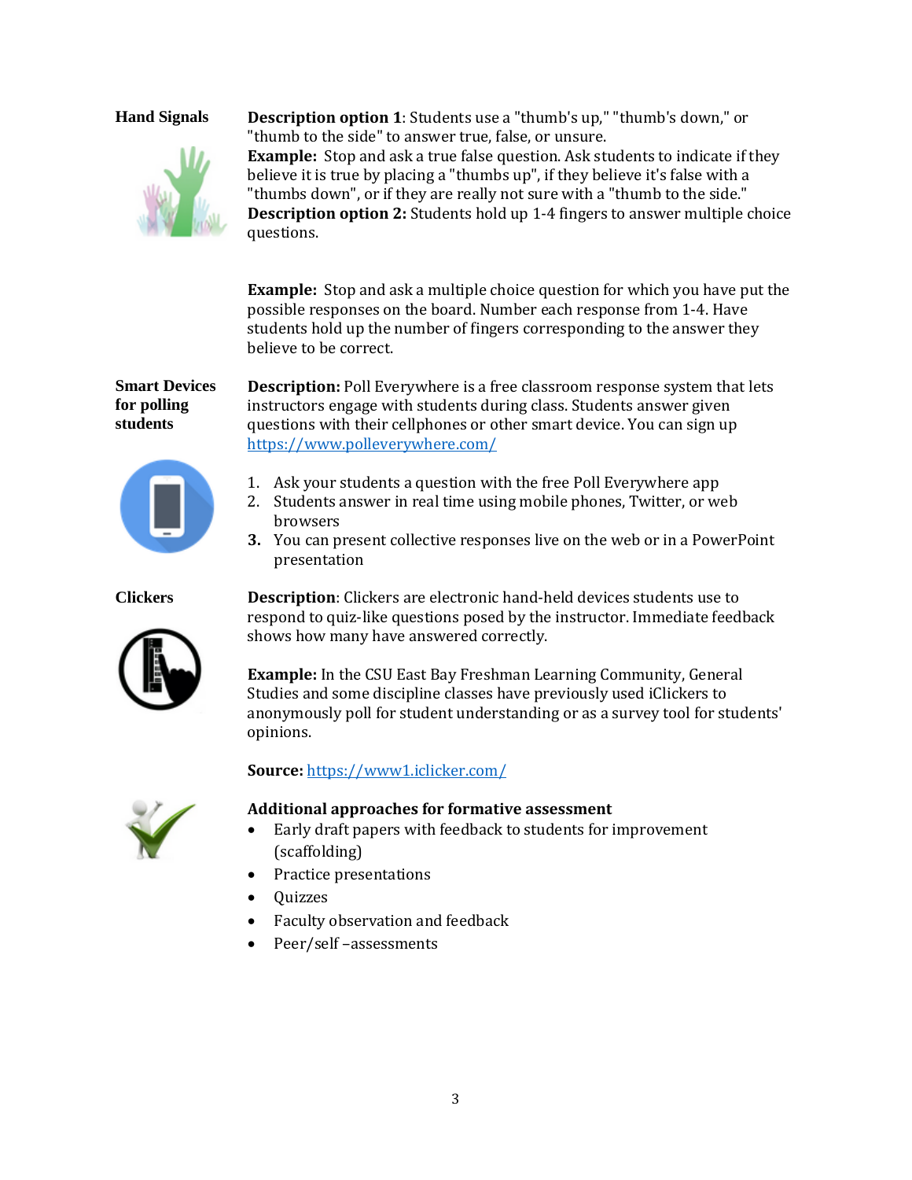**Hand Signals**

**Description option 1**: Students use a "thumb's up," "thumb's down," or "thumb to the side" to answer true, false, or unsure.
**Example:** Stop and ask a true false question. Ask students to indicate if they believe it is true by placing a "thumbs up", if they believe it's false with a "thumbs down", or if they are really not sure with a "thumb to the side."
**Description option 2:** Students hold up 1-4 fingers to answer multiple choice questions.

**Example:** Stop and ask a multiple choice question for which you have put the possible responses on the board. Number each response from 1-4. Have students hold up the number of fingers corresponding to the answer they believe to be correct.

**Smart Devices for polling students**

**Description:** Poll Everywhere is a free classroom response system that lets instructors engage with students during class. Students answer given questions with their cellphones or other smart device. You can sign up https://www.polleverywhere.com/

1. Ask your students a question with the free Poll Everywhere app
2. Students answer in real time using mobile phones, Twitter, or web browsers
3. You can present collective responses live on the web or in a PowerPoint presentation

**Clickers**

**Description**: Clickers are electronic hand-held devices students use to respond to quiz-like questions posed by the instructor. Immediate feedback shows how many have answered correctly.

**Example:** In the CSU East Bay Freshman Learning Community, General Studies and some discipline classes have previously used iClickers to anonymously poll for student understanding or as a survey tool for students' opinions.

**Source:** https://www1.iclicker.com/

**Additional approaches for formative assessment**

- Early draft papers with feedback to students for improvement (scaffolding)
- Practice presentations
- Quizzes
- Faculty observation and feedback
- Peer/self –assessments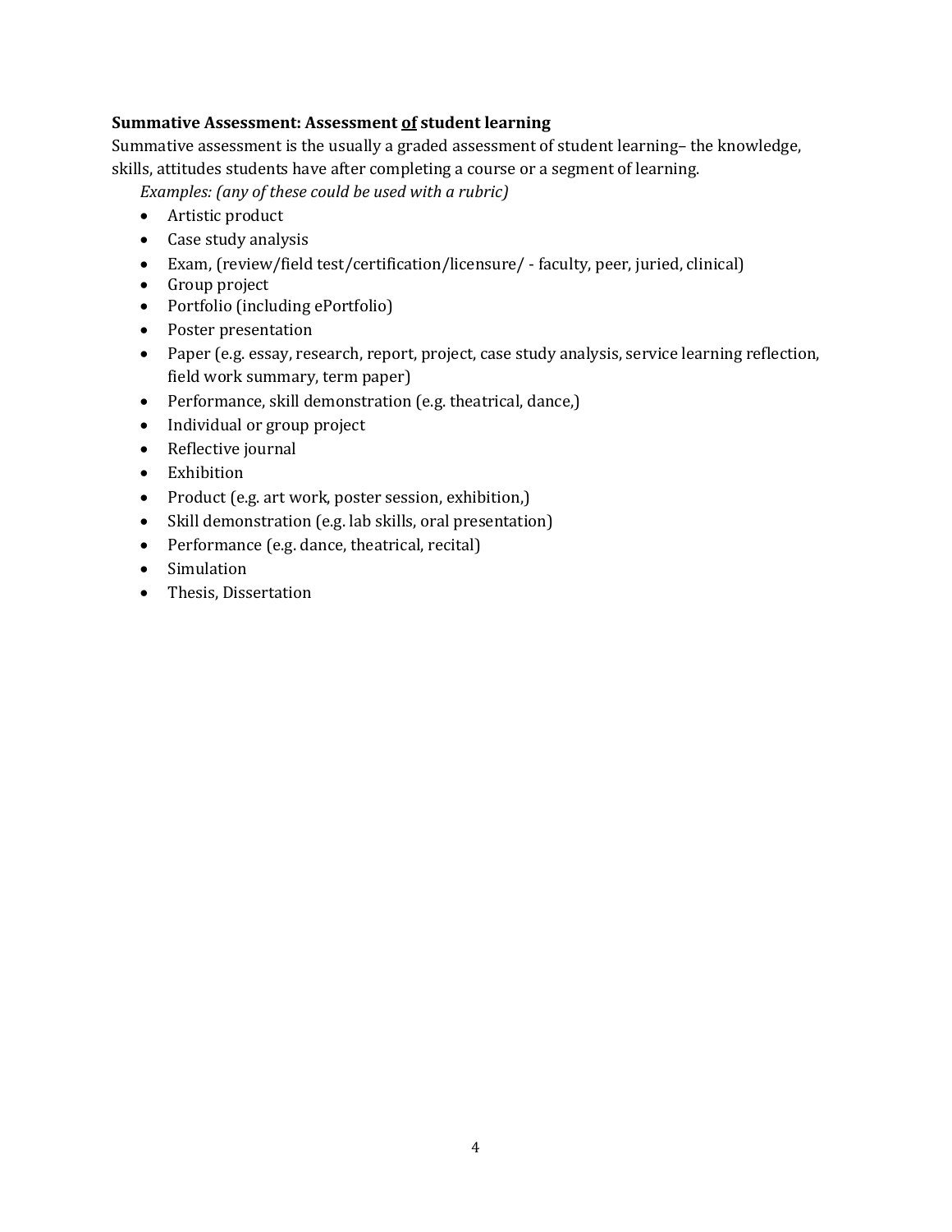**Summative Assessment: Assessment <u>of</u> student learning**

Summative assessment is the usually a graded assessment of student learning– the knowledge, skills, attitudes students have after completing a course or a segment of learning.

*Examples: (any of these could be used with a rubric)*

- Artistic product
- Case study analysis
- Exam, (review/field test/certification/licensure/ - faculty, peer, juried, clinical)
- Group project
- Portfolio (including ePortfolio)
- Poster presentation
- Paper (e.g. essay, research, report, project, case study analysis, service learning reflection, field work summary, term paper)
- Performance, skill demonstration (e.g. theatrical, dance,)
- Individual or group project
- Reflective journal
- Exhibition
- Product (e.g. art work, poster session, exhibition,)
- Skill demonstration (e.g. lab skills, oral presentation)
- Performance (e.g. dance, theatrical, recital)
- Simulation
- Thesis, Dissertation